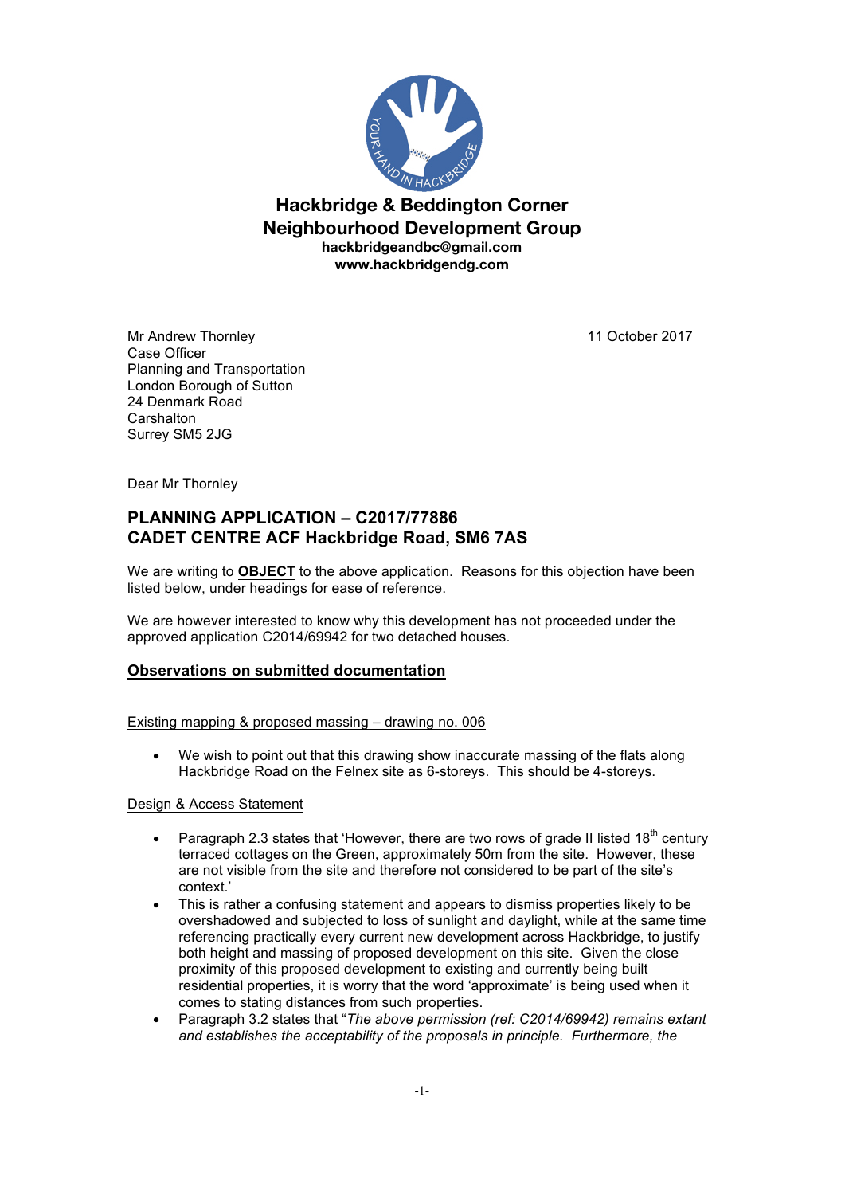# Hackbridge & Beddington Corner Neighbourhood Development Group

**hackbridgeandbc@gmail.com**
**www.hackbridgendg.com**

Mr Andrew Thornley
Case Officer
Planning and Transportation
London Borough of Sutton
24 Denmark Road
Carshalton
Surrey SM5 2JG

11 October 2017

Dear Mr Thornley

## PLANNING APPLICATION – C2017/77886
## CADET CENTRE ACF Hackbridge Road, SM6 7AS

We are writing to **OBJECT** to the above application. Reasons for this objection have been listed below, under headings for ease of reference.

We are however interested to know why this development has not proceeded under the approved application C2014/69942 for two detached houses.

### Observations on submitted documentation

Existing mapping & proposed massing – drawing no. 006

- We wish to point out that this drawing show inaccurate massing of the flats along Hackbridge Road on the Felnex site as 6-storeys. This should be 4-storeys.

Design & Access Statement

- Paragraph 2.3 states that 'However, there are two rows of grade II listed 18th century terraced cottages on the Green, approximately 50m from the site. However, these are not visible from the site and therefore not considered to be part of the site's context.'
- This is rather a confusing statement and appears to dismiss properties likely to be overshadowed and subjected to loss of sunlight and daylight, while at the same time referencing practically every current new development across Hackbridge, to justify both height and massing of proposed development on this site. Given the close proximity of this proposed development to existing and currently being built residential properties, it is worry that the word 'approximate' is being used when it comes to stating distances from such properties.
- Paragraph 3.2 states that "*The above permission (ref: C2014/69942) remains extant and establishes the acceptability of the proposals in principle. Furthermore, the*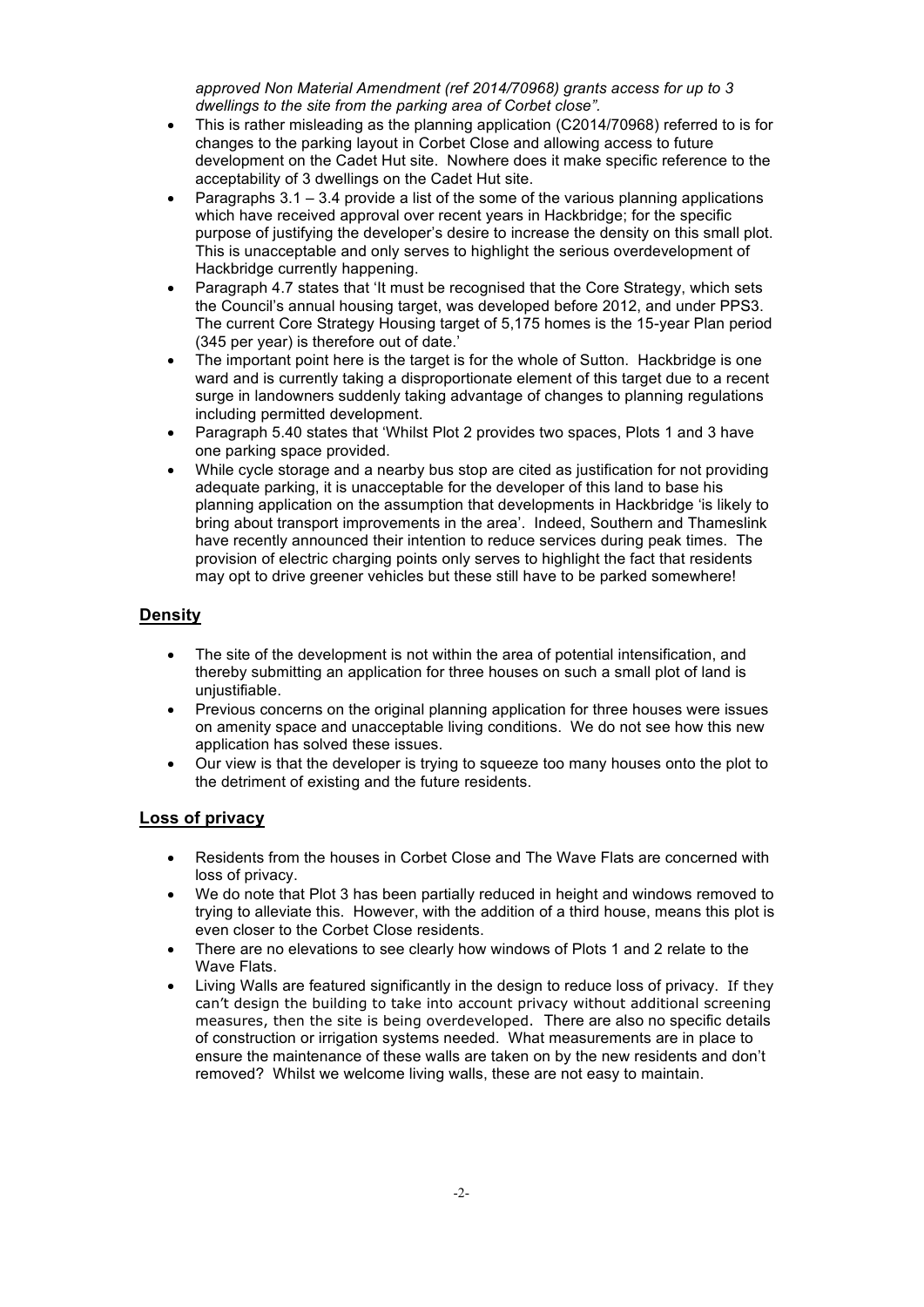*approved Non Material Amendment (ref 2014/70968) grants access for up to 3 dwellings to the site from the parking area of Corbet close".*

- This is rather misleading as the planning application (C2014/70968) referred to is for changes to the parking layout in Corbet Close and allowing access to future development on the Cadet Hut site. Nowhere does it make specific reference to the acceptability of 3 dwellings on the Cadet Hut site.
- Paragraphs 3.1 – 3.4 provide a list of the some of the various planning applications which have received approval over recent years in Hackbridge; for the specific purpose of justifying the developer's desire to increase the density on this small plot. This is unacceptable and only serves to highlight the serious overdevelopment of Hackbridge currently happening.
- Paragraph 4.7 states that 'It must be recognised that the Core Strategy, which sets the Council's annual housing target, was developed before 2012, and under PPS3. The current Core Strategy Housing target of 5,175 homes is the 15-year Plan period (345 per year) is therefore out of date.'
- The important point here is the target is for the whole of Sutton. Hackbridge is one ward and is currently taking a disproportionate element of this target due to a recent surge in landowners suddenly taking advantage of changes to planning regulations including permitted development.
- Paragraph 5.40 states that 'Whilst Plot 2 provides two spaces, Plots 1 and 3 have one parking space provided.
- While cycle storage and a nearby bus stop are cited as justification for not providing adequate parking, it is unacceptable for the developer of this land to base his planning application on the assumption that developments in Hackbridge 'is likely to bring about transport improvements in the area'. Indeed, Southern and Thameslink have recently announced their intention to reduce services during peak times. The provision of electric charging points only serves to highlight the fact that residents may opt to drive greener vehicles but these still have to be parked somewhere!

## Density

- The site of the development is not within the area of potential intensification, and thereby submitting an application for three houses on such a small plot of land is unjustifiable.
- Previous concerns on the original planning application for three houses were issues on amenity space and unacceptable living conditions. We do not see how this new application has solved these issues.
- Our view is that the developer is trying to squeeze too many houses onto the plot to the detriment of existing and the future residents.

## Loss of privacy

- Residents from the houses in Corbet Close and The Wave Flats are concerned with loss of privacy.
- We do note that Plot 3 has been partially reduced in height and windows removed to trying to alleviate this. However, with the addition of a third house, means this plot is even closer to the Corbet Close residents.
- There are no elevations to see clearly how windows of Plots 1 and 2 relate to the Wave Flats.
- Living Walls are featured significantly in the design to reduce loss of privacy. If they can't design the building to take into account privacy without additional screening measures, then the site is being overdeveloped. There are also no specific details of construction or irrigation systems needed. What measurements are in place to ensure the maintenance of these walls are taken on by the new residents and don't removed? Whilst we welcome living walls, these are not easy to maintain.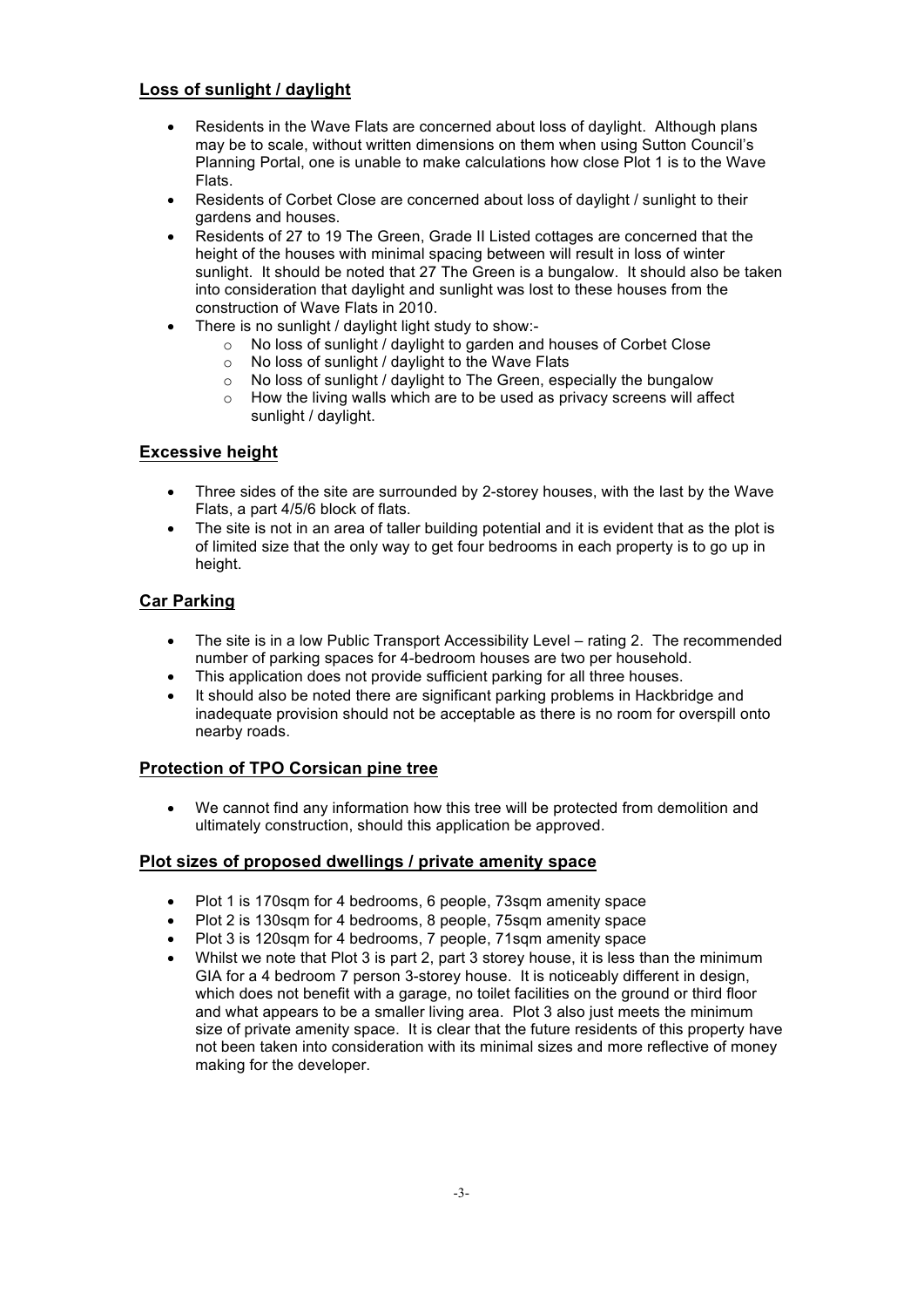## Loss of sunlight / daylight

- Residents in the Wave Flats are concerned about loss of daylight. Although plans may be to scale, without written dimensions on them when using Sutton Council's Planning Portal, one is unable to make calculations how close Plot 1 is to the Wave Flats.
- Residents of Corbet Close are concerned about loss of daylight / sunlight to their gardens and houses.
- Residents of 27 to 19 The Green, Grade II Listed cottages are concerned that the height of the houses with minimal spacing between will result in loss of winter sunlight. It should be noted that 27 The Green is a bungalow. It should also be taken into consideration that daylight and sunlight was lost to these houses from the construction of Wave Flats in 2010.
- There is no sunlight / daylight light study to show:-
  - No loss of sunlight / daylight to garden and houses of Corbet Close
  - No loss of sunlight / daylight to the Wave Flats
  - No loss of sunlight / daylight to The Green, especially the bungalow
  - How the living walls which are to be used as privacy screens will affect sunlight / daylight.

## Excessive height

- Three sides of the site are surrounded by 2-storey houses, with the last by the Wave Flats, a part 4/5/6 block of flats.
- The site is not in an area of taller building potential and it is evident that as the plot is of limited size that the only way to get four bedrooms in each property is to go up in height.

## Car Parking

- The site is in a low Public Transport Accessibility Level – rating 2. The recommended number of parking spaces for 4-bedroom houses are two per household.
- This application does not provide sufficient parking for all three houses.
- It should also be noted there are significant parking problems in Hackbridge and inadequate provision should not be acceptable as there is no room for overspill onto nearby roads.

## Protection of TPO Corsican pine tree

- We cannot find any information how this tree will be protected from demolition and ultimately construction, should this application be approved.

## Plot sizes of proposed dwellings / private amenity space

- Plot 1 is 170sqm for 4 bedrooms, 6 people, 73sqm amenity space
- Plot 2 is 130sqm for 4 bedrooms, 8 people, 75sqm amenity space
- Plot 3 is 120sqm for 4 bedrooms, 7 people, 71sqm amenity space
- Whilst we note that Plot 3 is part 2, part 3 storey house, it is less than the minimum GIA for a 4 bedroom 7 person 3-storey house. It is noticeably different in design, which does not benefit with a garage, no toilet facilities on the ground or third floor and what appears to be a smaller living area. Plot 3 also just meets the minimum size of private amenity space. It is clear that the future residents of this property have not been taken into consideration with its minimal sizes and more reflective of money making for the developer.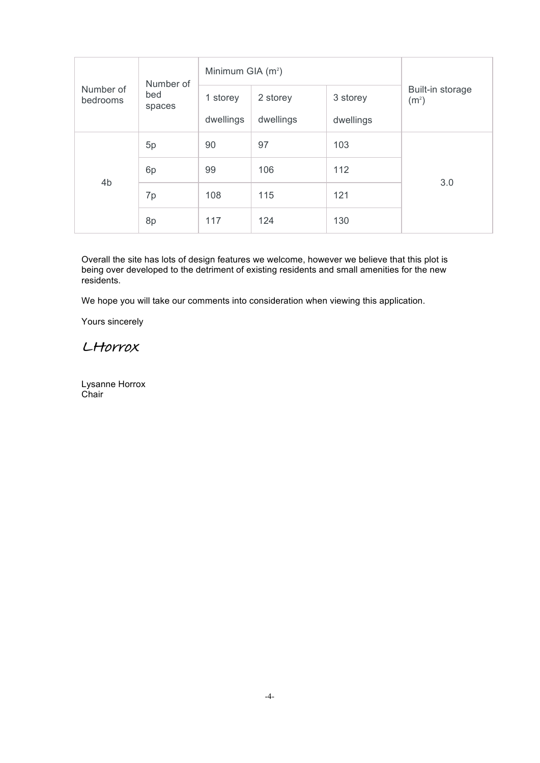| Number of bedrooms | Number of bed spaces | Minimum GIA ($m^2$) | | | Built-in storage ($m^2$) |
|---|---|---|---|---|---|
| | | 1 storey dwellings | 2 storey dwellings | 3 storey dwellings | |
| 4b | 5p | 90 | 97 | 103 | 3.0 |
| | 6p | 99 | 106 | 112 | |
| | 7p | 108 | 115 | 121 | |
| | 8p | 117 | 124 | 130 | |

Overall the site has lots of design features we welcome, however we believe that this plot is being over developed to the detriment of existing residents and small amenities for the new residents.

We hope you will take our comments into consideration when viewing this application.

Yours sincerely

LHorrox

Lysanne Horrox
Chair